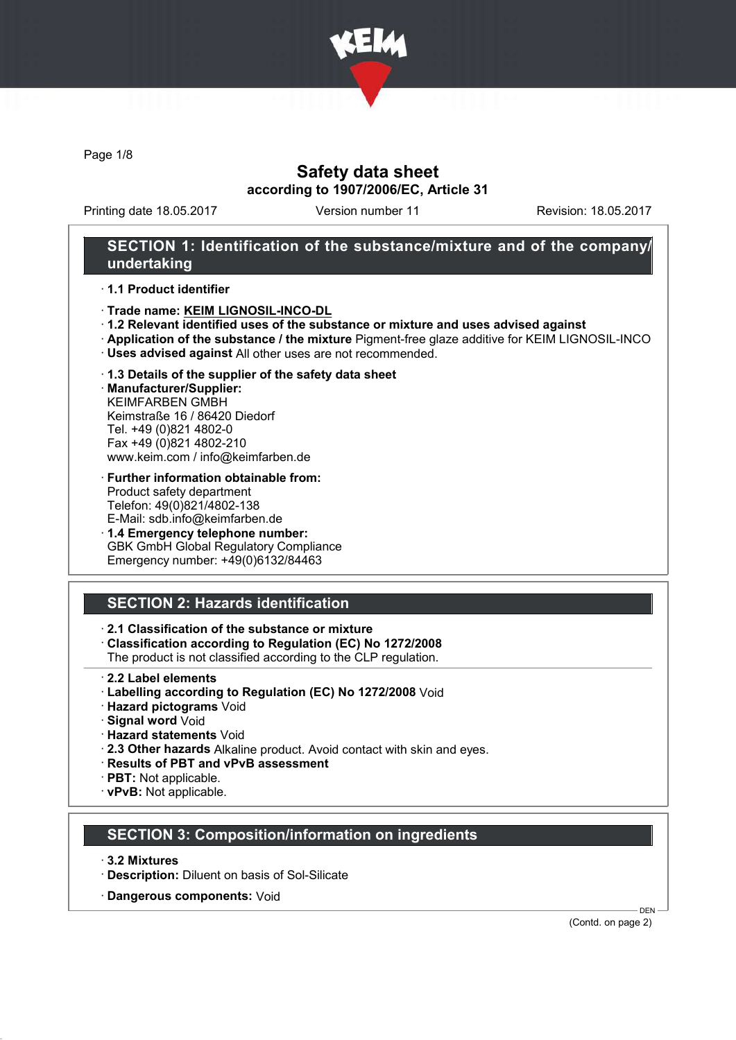# Safety data sheet

**according to 1907/2006/EC, Article 31**

Printing date 18.05.2017 Version number 11 Revision: 18.05.2017

## SECTION 1: Identification of the substance/mixture and of the company/undertaking

- **1.1 Product identifier**
- **Trade name: KEIM LIGNOSIL-INCO-DL**
- **1.2 Relevant identified uses of the substance or mixture and uses advised against**
- **Application of the substance / the mixture** Pigment-free glaze additive for KEIM LIGNOSIL-INCO
- **Uses advised against** All other uses are not recommended.
- **1.3 Details of the supplier of the safety data sheet**
- **Manufacturer/Supplier:**
  KEIMFARBEN GMBH
  Keimstraße 16 / 86420 Diedorf
  Tel. +49 (0)821 4802-0
  Fax +49 (0)821 4802-210
  www.keim.com / info@keimfarben.de
- **Further information obtainable from:**
  Product safety department
  Telefon: 49(0)821/4802-138
  E-Mail: sdb.info@keimfarben.de
- **1.4 Emergency telephone number:**
  GBK GmbH Global Regulatory Compliance
  Emergency number: +49(0)6132/84463

## SECTION 2: Hazards identification

- **2.1 Classification of the substance or mixture**
- **Classification according to Regulation (EC) No 1272/2008**
  The product is not classified according to the CLP regulation.
- **2.2 Label elements**
- **Labelling according to Regulation (EC) No 1272/2008** Void
- **Hazard pictograms** Void
- **Signal word** Void
- **Hazard statements** Void
- **2.3 Other hazards** Alkaline product. Avoid contact with skin and eyes.
- **Results of PBT and vPvB assessment**
- **PBT:** Not applicable.
- **vPvB:** Not applicable.

## SECTION 3: Composition/information on ingredients

- **3.2 Mixtures**
- **Description:** Diluent on basis of Sol-Silicate
- **Dangerous components:** Void

(Contd. on page 2)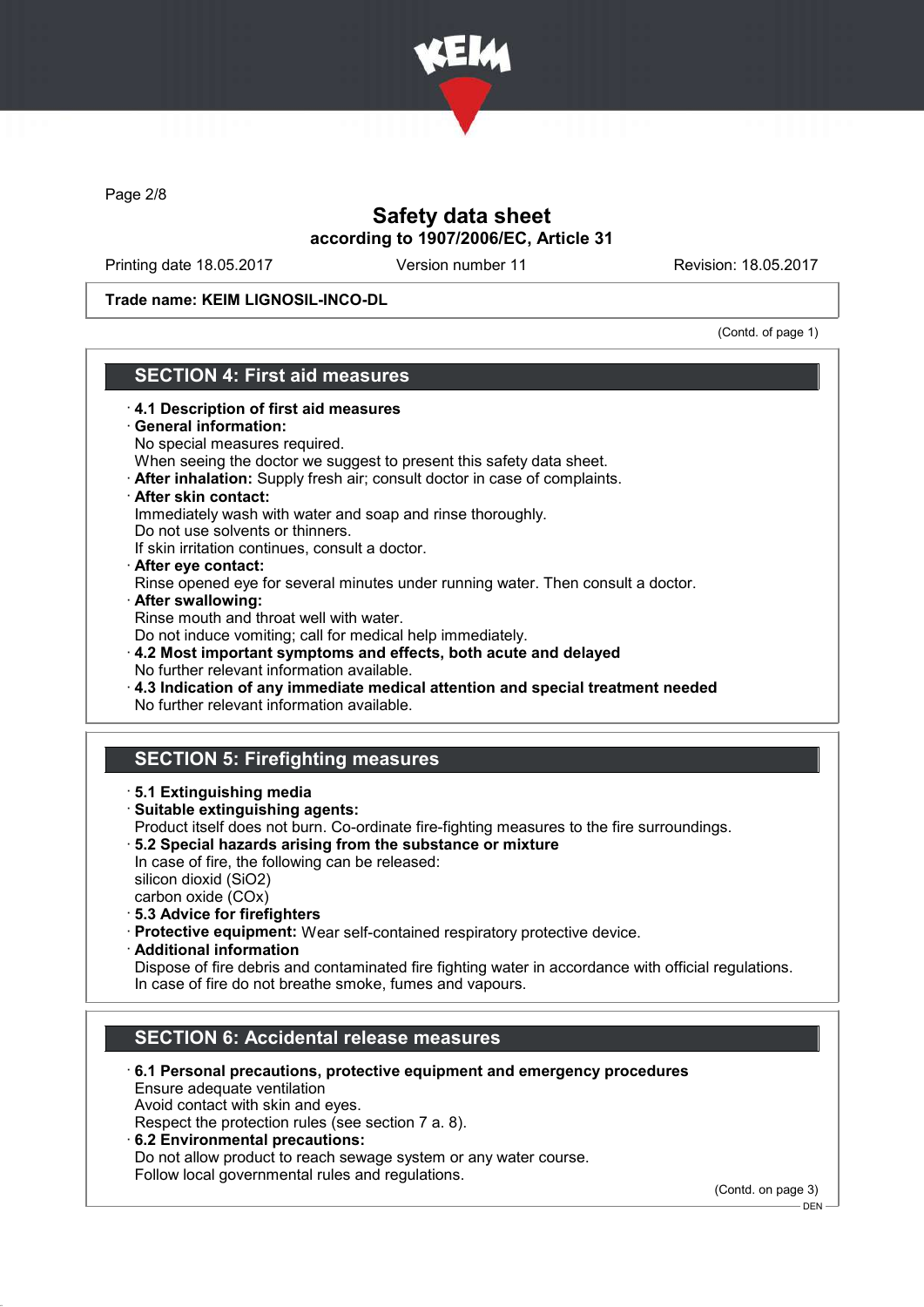**Trade name: KEIM LIGNOSIL-INCO-DL**

(Contd. of page 1)

## SECTION 4: First aid measures

- **4.1 Description of first aid measures**
- **General information:**
  No special measures required.
  When seeing the doctor we suggest to present this safety data sheet.
- **After inhalation:** Supply fresh air; consult doctor in case of complaints.
- **After skin contact:**
  Immediately wash with water and soap and rinse thoroughly.
  Do not use solvents or thinners.
  If skin irritation continues, consult a doctor.
- **After eye contact:**
  Rinse opened eye for several minutes under running water. Then consult a doctor.
- **After swallowing:**
  Rinse mouth and throat well with water.
  Do not induce vomiting; call for medical help immediately.
- **4.2 Most important symptoms and effects, both acute and delayed**
  No further relevant information available.
- **4.3 Indication of any immediate medical attention and special treatment needed**
  No further relevant information available.

## SECTION 5: Firefighting measures

- **5.1 Extinguishing media**
- **Suitable extinguishing agents:**
  Product itself does not burn. Co-ordinate fire-fighting measures to the fire surroundings.
- **5.2 Special hazards arising from the substance or mixture**
  In case of fire, the following can be released:
  silicon dioxid ($SiO_2$)
  carbon oxide ($CO_x$)
- **5.3 Advice for firefighters**
- **Protective equipment:** Wear self-contained respiratory protective device.
- **Additional information**
  Dispose of fire debris and contaminated fire fighting water in accordance with official regulations.
  In case of fire do not breathe smoke, fumes and vapours.

## SECTION 6: Accidental release measures

- **6.1 Personal precautions, protective equipment and emergency procedures**
  Ensure adequate ventilation
  Avoid contact with skin and eyes.
  Respect the protection rules (see section 7 a. 8).
- **6.2 Environmental precautions:**
  Do not allow product to reach sewage system or any water course.
  Follow local governmental rules and regulations.

(Contd. on page 3)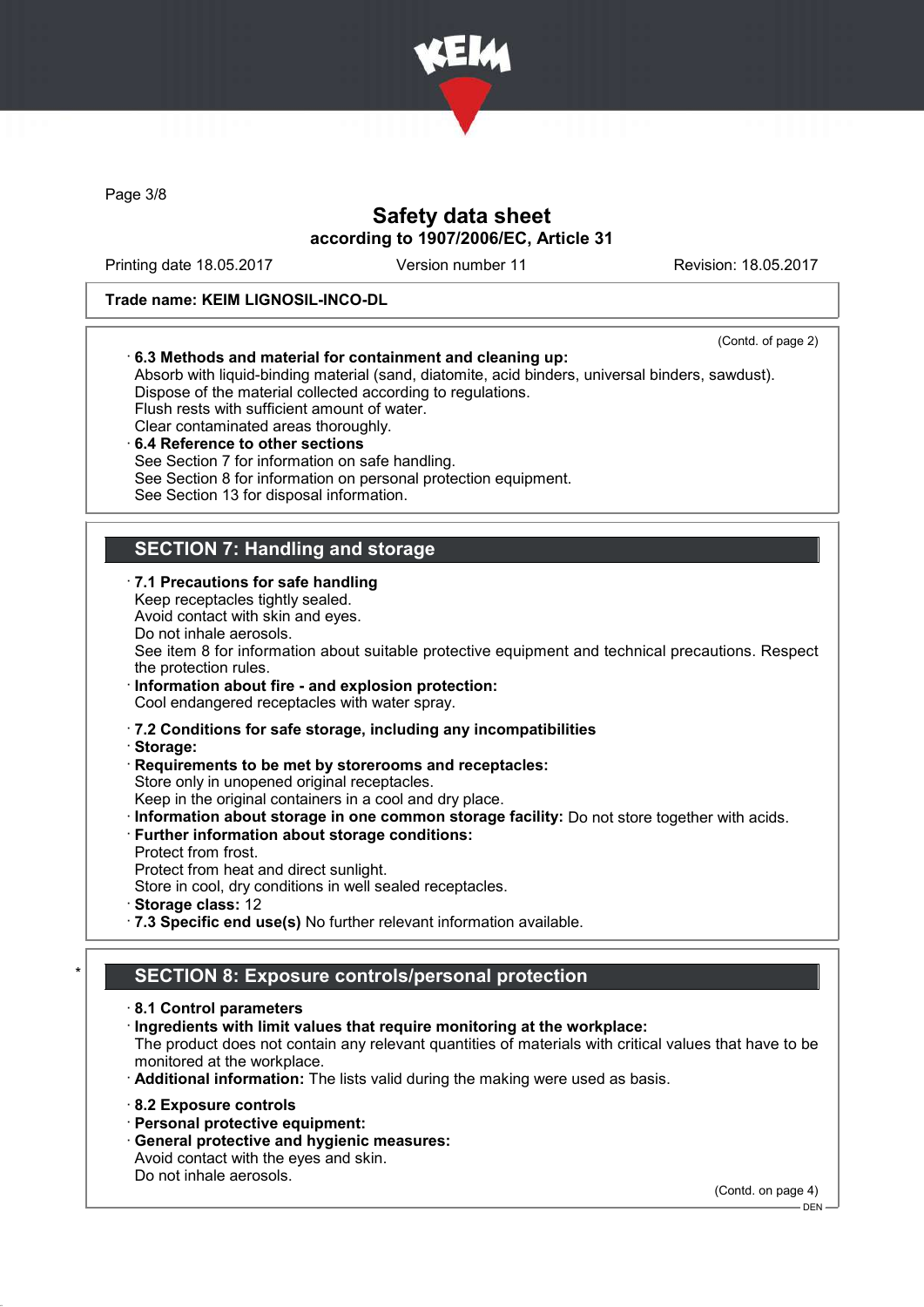Trade name: KEIM LIGNOSIL-INCO-DL

(Contd. of page 2)

· **6.3 Methods and material for containment and cleaning up:**
Absorb with liquid-binding material (sand, diatomite, acid binders, universal binders, sawdust).
Dispose of the material collected according to regulations.
Flush rests with sufficient amount of water.
Clear contaminated areas thoroughly.

· **6.4 Reference to other sections**
See Section 7 for information on safe handling.
See Section 8 for information on personal protection equipment.
See Section 13 for disposal information.

## SECTION 7: Handling and storage

· **7.1 Precautions for safe handling**
Keep receptacles tightly sealed.
Avoid contact with skin and eyes.
Do not inhale aerosols.
See item 8 for information about suitable protective equipment and technical precautions. Respect the protection rules.

· **Information about fire - and explosion protection:**
Cool endangered receptacles with water spray.

· **7.2 Conditions for safe storage, including any incompatibilities**

· **Storage:**

· **Requirements to be met by storerooms and receptacles:**
Store only in unopened original receptacles.
Keep in the original containers in a cool and dry place.

· **Information about storage in one common storage facility:** Do not store together with acids.

· **Further information about storage conditions:**
Protect from frost.
Protect from heat and direct sunlight.
Store in cool, dry conditions in well sealed receptacles.

· **Storage class:** 12

· **7.3 Specific end use(s)** No further relevant information available.

## * SECTION 8: Exposure controls/personal protection

· **8.1 Control parameters**

· **Ingredients with limit values that require monitoring at the workplace:**
The product does not contain any relevant quantities of materials with critical values that have to be monitored at the workplace.

· **Additional information:** The lists valid during the making were used as basis.

· **8.2 Exposure controls**

· **Personal protective equipment:**

· **General protective and hygienic measures:**
Avoid contact with the eyes and skin.
Do not inhale aerosols.

(Contd. on page 4)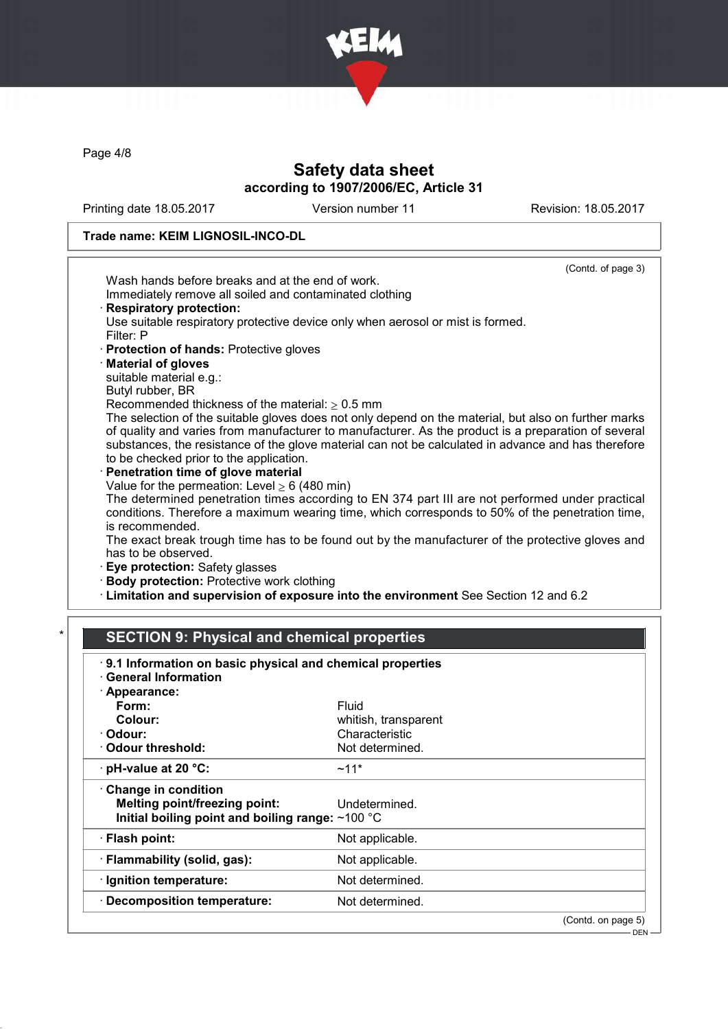**Trade name: KEIM LIGNOSIL-INCO-DL**

(Contd. of page 3)

Wash hands before breaks and at the end of work.
Immediately remove all soiled and contaminated clothing

· **Respiratory protection:**
Use suitable respiratory protective device only when aerosol or mist is formed.
Filter: P

· **Protection of hands:** Protective gloves

· **Material of gloves**
suitable material e.g.:
Butyl rubber, BR
Recommended thickness of the material: ≥ 0.5 mm
The selection of the suitable gloves does not only depend on the material, but also on further marks of quality and varies from manufacturer to manufacturer. As the product is a preparation of several substances, the resistance of the glove material can not be calculated in advance and has therefore to be checked prior to the application.

· **Penetration time of glove material**
Value for the permeation: Level ≥ 6 (480 min)
The determined penetration times according to EN 374 part III are not performed under practical conditions. Therefore a maximum wearing time, which corresponds to 50% of the penetration time, is recommended.
The exact break trough time has to be found out by the manufacturer of the protective gloves and has to be observed.

· **Eye protection:** Safety glasses

· **Body protection:** Protective work clothing

· **Limitation and supervision of exposure into the environment** See Section 12 and 6.2

## * SECTION 9: Physical and chemical properties

· **9.1 Information on basic physical and chemical properties**
· **General Information**

| | |
|---|---|
| · **Appearance:** | |
| **Form:** | Fluid |
| **Colour:** | whitish, transparent |
| · **Odour:** | Characteristic |
| · **Odour threshold:** | Not determined. |
| · **pH-value at 20 °C:** | ~11* |
| · **Change in condition** | |
| **Melting point/freezing point:** | Undetermined. |
| **Initial boiling point and boiling range:** | ~100 °C |
| · **Flash point:** | Not applicable. |
| · **Flammability (solid, gas):** | Not applicable. |
| · **Ignition temperature:** | Not determined. |
| · **Decomposition temperature:** | Not determined. |

(Contd. on page 5)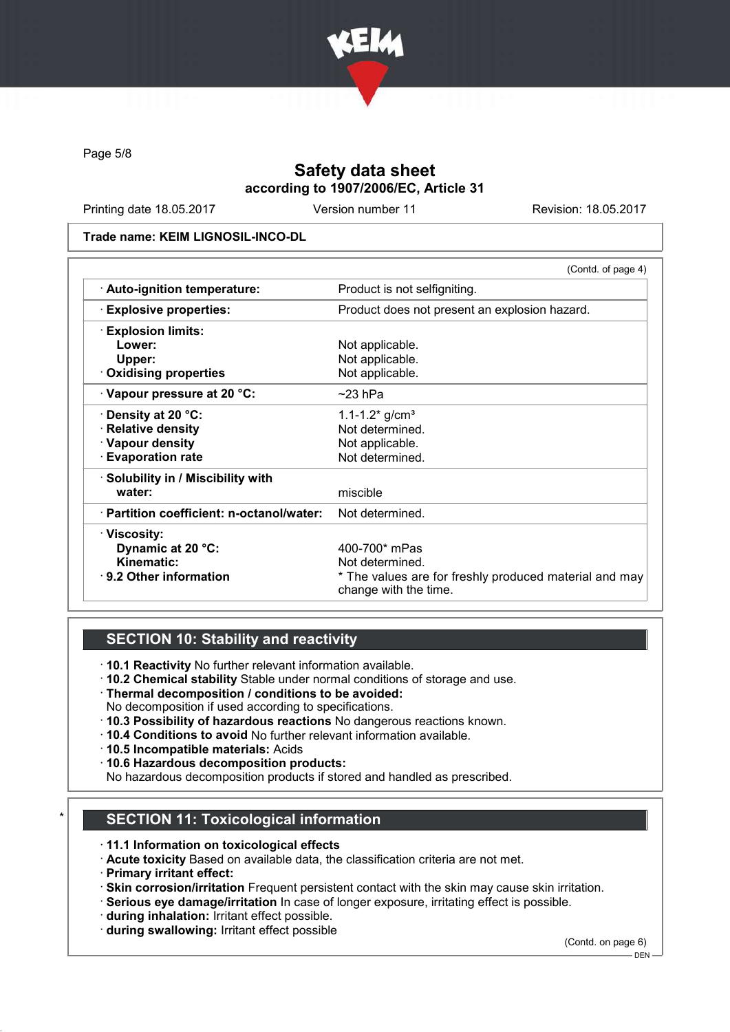Safety data sheet
according to 1907/2006/EC, Article 31

Printing date 18.05.2017 Version number 11 Revision: 18.05.2017

**Trade name: KEIM LIGNOSIL-INCO-DL**

(Contd. of page 4)

| | |
|---|---|
| · **Auto-ignition temperature:** | Product is not selfigniting. |
| · **Explosive properties:** | Product does not present an explosion hazard. |
| · **Explosion limits:** | |
| **Lower:** | Not applicable. |
| **Upper:** | Not applicable. |
| · **Oxidising properties** | Not applicable. |
| · **Vapour pressure at 20 °C:** | ~23 hPa |
| · **Density at 20 °C:** | 1.1-1.2* g/cm³ |
| · **Relative density** | Not determined. |
| · **Vapour density** | Not applicable. |
| · **Evaporation rate** | Not determined. |
| · **Solubility in / Miscibility with water:** | miscible |
| · **Partition coefficient: n-octanol/water:** | Not determined. |
| · **Viscosity:** | |
| **Dynamic at 20 °C:** | 400-700* mPas |
| **Kinematic:** | Not determined. |
| · **9.2 Other information** | * The values are for freshly produced material and may change with the time. |

## SECTION 10: Stability and reactivity

· **10.1 Reactivity** No further relevant information available.
· **10.2 Chemical stability** Stable under normal conditions of storage and use.
· **Thermal decomposition / conditions to be avoided:**
No decomposition if used according to specifications.
· **10.3 Possibility of hazardous reactions** No dangerous reactions known.
· **10.4 Conditions to avoid** No further relevant information available.
· **10.5 Incompatible materials:** Acids
· **10.6 Hazardous decomposition products:**
No hazardous decomposition products if stored and handled as prescribed.

## * SECTION 11: Toxicological information

· **11.1 Information on toxicological effects**
· **Acute toxicity** Based on available data, the classification criteria are not met.
· **Primary irritant effect:**
· **Skin corrosion/irritation** Frequent persistent contact with the skin may cause skin irritation.
· **Serious eye damage/irritation** In case of longer exposure, irritating effect is possible.
· **during inhalation:** Irritant effect possible.
· **during swallowing:** Irritant effect possible

(Contd. on page 6)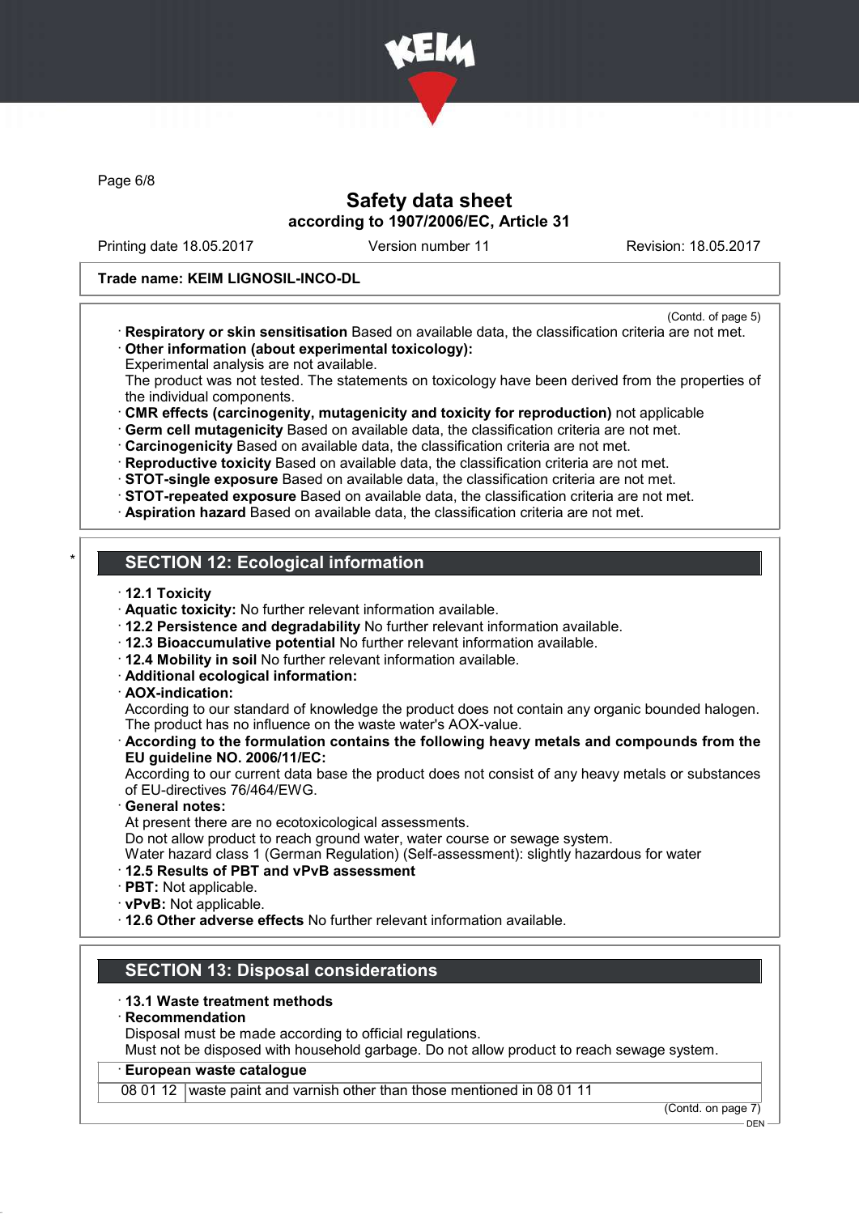Trade name: KEIM LIGNOSIL-INCO-DL

(Contd. of page 5)

· **Respiratory or skin sensitisation** Based on available data, the classification criteria are not met.
· **Other information (about experimental toxicology):**
Experimental analysis are not available.
The product was not tested. The statements on toxicology have been derived from the properties of the individual components.
· **CMR effects (carcinogenity, mutagenicity and toxicity for reproduction)** not applicable
· **Germ cell mutagenicity** Based on available data, the classification criteria are not met.
· **Carcinogenicity** Based on available data, the classification criteria are not met.
· **Reproductive toxicity** Based on available data, the classification criteria are not met.
· **STOT-single exposure** Based on available data, the classification criteria are not met.
· **STOT-repeated exposure** Based on available data, the classification criteria are not met.
· **Aspiration hazard** Based on available data, the classification criteria are not met.

## * SECTION 12: Ecological information

· **12.1 Toxicity**
· **Aquatic toxicity:** No further relevant information available.
· **12.2 Persistence and degradability** No further relevant information available.
· **12.3 Bioaccumulative potential** No further relevant information available.
· **12.4 Mobility in soil** No further relevant information available.
· **Additional ecological information:**
· **AOX-indication:**
According to our standard of knowledge the product does not contain any organic bounded halogen. The product has no influence on the waste water's AOX-value.
· **According to the formulation contains the following heavy metals and compounds from the EU guideline NO. 2006/11/EC:**
According to our current data base the product does not consist of any heavy metals or substances of EU-directives 76/464/EWG.
· **General notes:**
At present there are no ecotoxicological assessments.
Do not allow product to reach ground water, water course or sewage system.
Water hazard class 1 (German Regulation) (Self-assessment): slightly hazardous for water
· **12.5 Results of PBT and vPvB assessment**
· **PBT:** Not applicable.
· **vPvB:** Not applicable.
· **12.6 Other adverse effects** No further relevant information available.

## SECTION 13: Disposal considerations

· **13.1 Waste treatment methods**
· **Recommendation**
Disposal must be made according to official regulations.
Must not be disposed with household garbage. Do not allow product to reach sewage system.

| · **European waste catalogue** | |
|---|---|
| 08 01 12 | waste paint and varnish other than those mentioned in 08 01 11 |

(Contd. on page 7)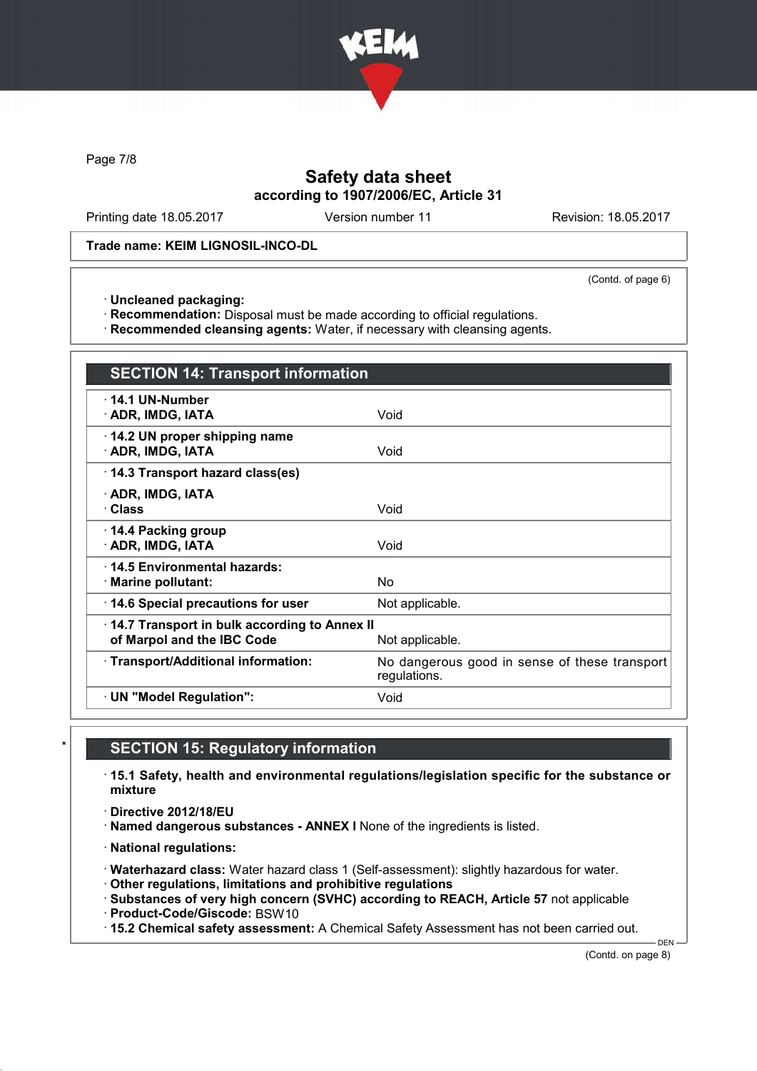(Contd. of page 6)

· **Uncleaned packaging:**
· **Recommendation:** Disposal must be made according to official regulations.
· **Recommended cleansing agents:** Water, if necessary with cleansing agents.

## SECTION 14: Transport information

| | |
|---|---|
| · **14.1 UN-Number**<br>· **ADR, IMDG, IATA** | Void |
| · **14.2 UN proper shipping name**<br>· **ADR, IMDG, IATA** | Void |
| · **14.3 Transport hazard class(es)**<br><br>· **ADR, IMDG, IATA**<br>· **Class** | Void |
| · **14.4 Packing group**<br>· **ADR, IMDG, IATA** | Void |
| · **14.5 Environmental hazards:**<br>· **Marine pollutant:** | No |
| · **14.6 Special precautions for user** | Not applicable. |
| · **14.7 Transport in bulk according to Annex II of Marpol and the IBC Code** | Not applicable. |
| · **Transport/Additional information:** | No dangerous good in sense of these transport regulations. |
| · **UN "Model Regulation":** | Void |

## * SECTION 15: Regulatory information

· **15.1 Safety, health and environmental regulations/legislation specific for the substance or mixture**

· **Directive 2012/18/EU**
· **Named dangerous substances - ANNEX I** None of the ingredients is listed.

· **National regulations:**

· **Waterhazard class:** Water hazard class 1 (Self-assessment): slightly hazardous for water.
· **Other regulations, limitations and prohibitive regulations**
· **Substances of very high concern (SVHC) according to REACH, Article 57** not applicable
· **Product-Code/Giscode:** BSW10
· **15.2 Chemical safety assessment:** A Chemical Safety Assessment has not been carried out.

DEN

(Contd. on page 8)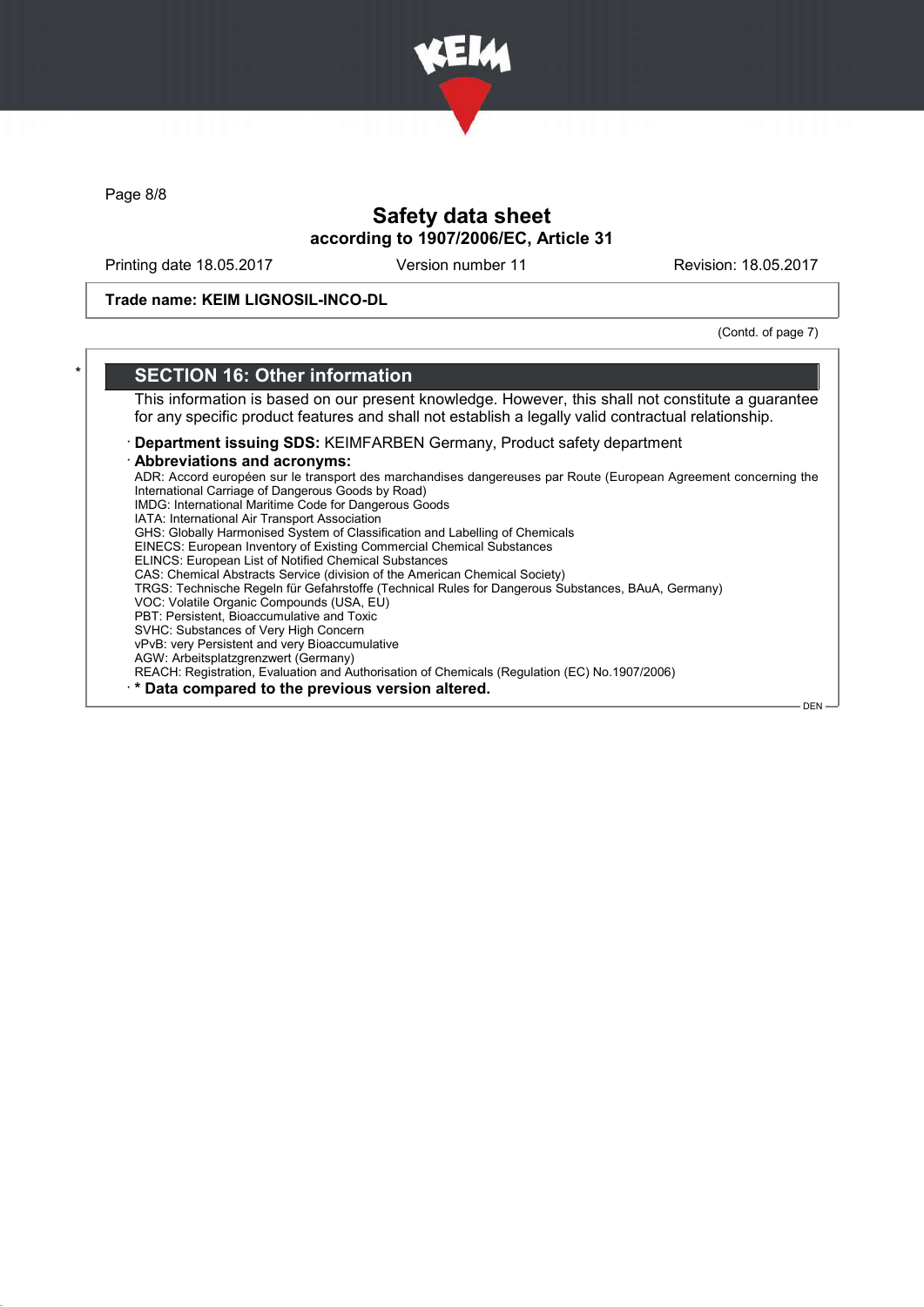(Contd. of page 7)

## * SECTION 16: Other information

This information is based on our present knowledge. However, this shall not constitute a guarantee for any specific product features and shall not establish a legally valid contractual relationship.

· **Department issuing SDS:** KEIMFARBEN Germany, Product safety department

· **Abbreviations and acronyms:**

ADR: Accord européen sur le transport des marchandises dangereuses par Route (European Agreement concerning the International Carriage of Dangerous Goods by Road)
IMDG: International Maritime Code for Dangerous Goods
IATA: International Air Transport Association
GHS: Globally Harmonised System of Classification and Labelling of Chemicals
EINECS: European Inventory of Existing Commercial Chemical Substances
ELINCS: European List of Notified Chemical Substances
CAS: Chemical Abstracts Service (division of the American Chemical Society)
TRGS: Technische Regeln für Gefahrstoffe (Technical Rules for Dangerous Substances, BAuA, Germany)
VOC: Volatile Organic Compounds (USA, EU)
PBT: Persistent, Bioaccumulative and Toxic
SVHC: Substances of Very High Concern
vPvB: very Persistent and very Bioaccumulative
AGW: Arbeitsplatzgrenzwert (Germany)
REACH: Registration, Evaluation and Authorisation of Chemicals (Regulation (EC) No.1907/2006)

· **\* Data compared to the previous version altered.**

DEN